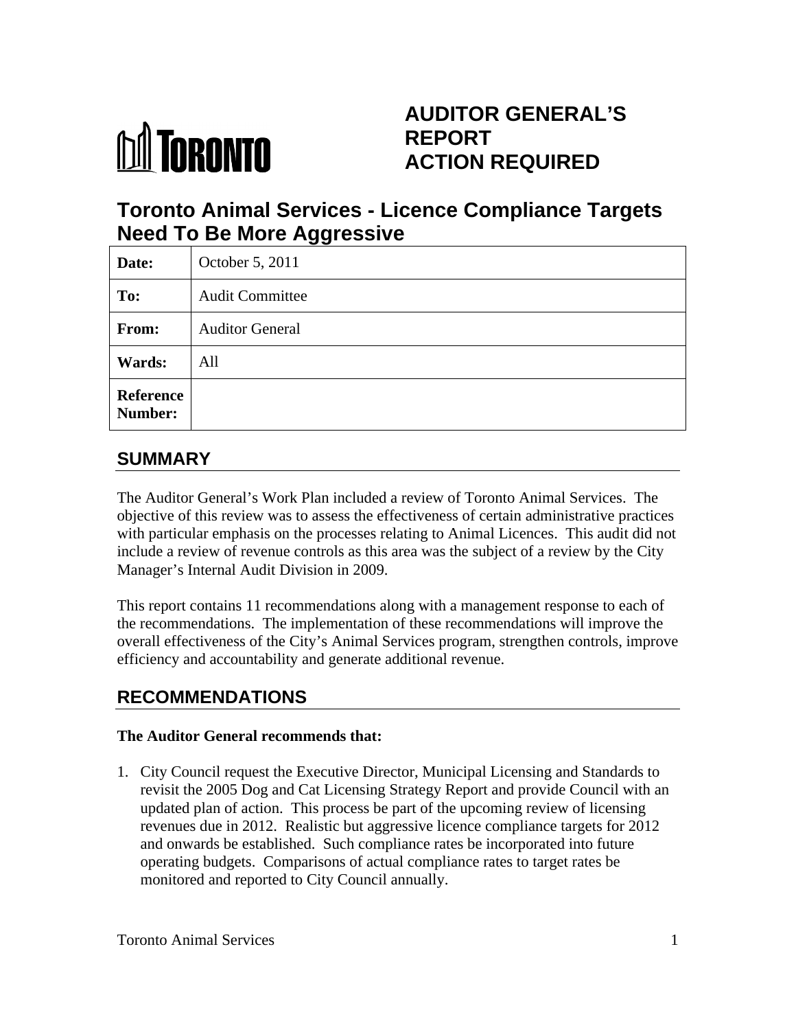# AUDITOR GENERAL'S REPORT ACTION REQUIRED

## Toronto Animal Services - Licence Compliance Targets Need To Be More Aggressive

| | |
|---|---|
| **Date:** | October 5, 2011 |
| **To:** | Audit Committee |
| **From:** | Auditor General |
| **Wards:** | All |
| **Reference Number:** | |

## SUMMARY

The Auditor General's Work Plan included a review of Toronto Animal Services. The objective of this review was to assess the effectiveness of certain administrative practices with particular emphasis on the processes relating to Animal Licences. This audit did not include a review of revenue controls as this area was the subject of a review by the City Manager's Internal Audit Division in 2009.

This report contains 11 recommendations along with a management response to each of the recommendations. The implementation of these recommendations will improve the overall effectiveness of the City's Animal Services program, strengthen controls, improve efficiency and accountability and generate additional revenue.

## RECOMMENDATIONS

**The Auditor General recommends that:**

1. City Council request the Executive Director, Municipal Licensing and Standards to revisit the 2005 Dog and Cat Licensing Strategy Report and provide Council with an updated plan of action. This process be part of the upcoming review of licensing revenues due in 2012. Realistic but aggressive licence compliance targets for 2012 and onwards be established. Such compliance rates be incorporated into future operating budgets. Comparisons of actual compliance rates to target rates be monitored and reported to City Council annually.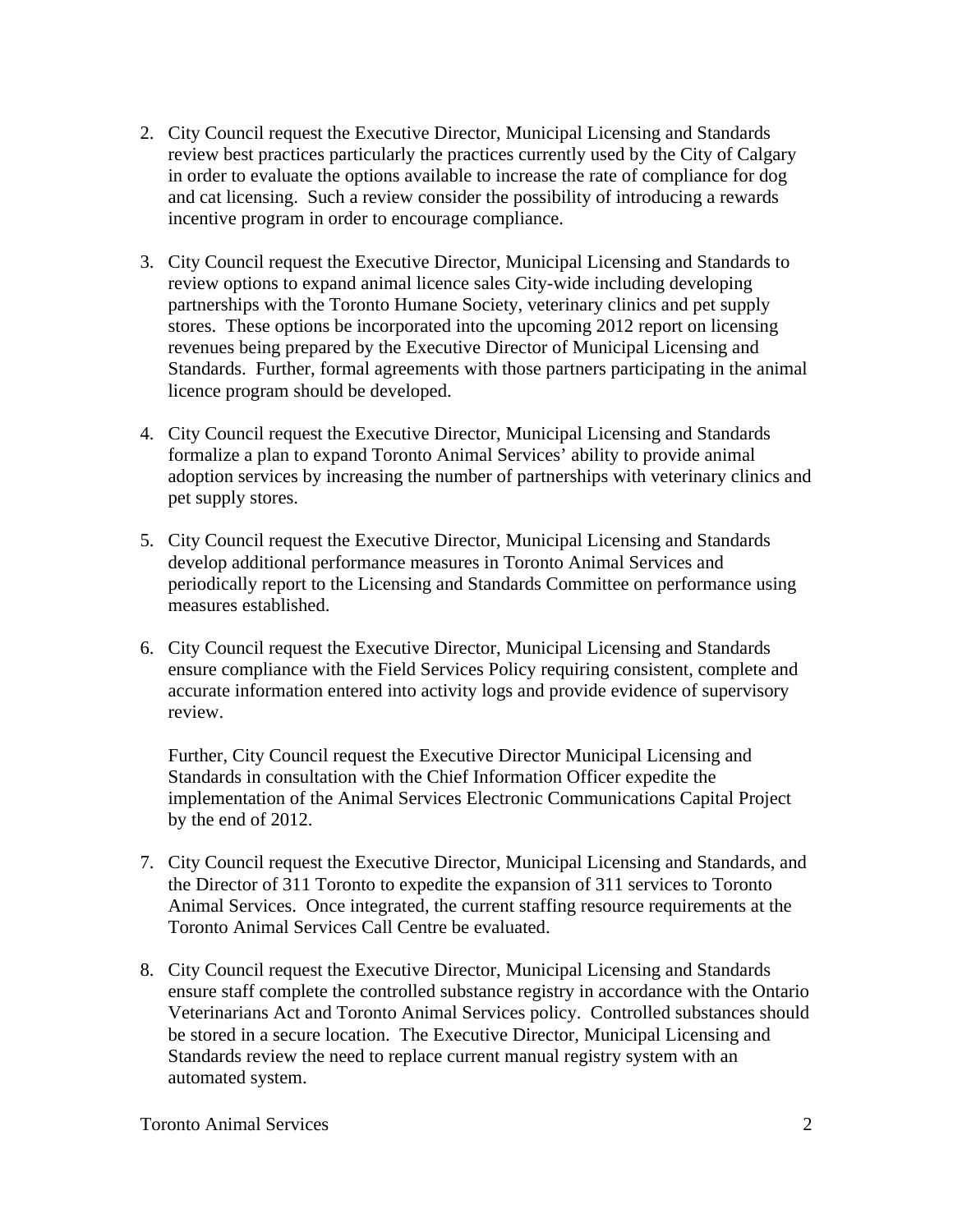2. City Council request the Executive Director, Municipal Licensing and Standards review best practices particularly the practices currently used by the City of Calgary in order to evaluate the options available to increase the rate of compliance for dog and cat licensing. Such a review consider the possibility of introducing a rewards incentive program in order to encourage compliance.

3. City Council request the Executive Director, Municipal Licensing and Standards to review options to expand animal licence sales City-wide including developing partnerships with the Toronto Humane Society, veterinary clinics and pet supply stores. These options be incorporated into the upcoming 2012 report on licensing revenues being prepared by the Executive Director of Municipal Licensing and Standards. Further, formal agreements with those partners participating in the animal licence program should be developed.

4. City Council request the Executive Director, Municipal Licensing and Standards formalize a plan to expand Toronto Animal Services' ability to provide animal adoption services by increasing the number of partnerships with veterinary clinics and pet supply stores.

5. City Council request the Executive Director, Municipal Licensing and Standards develop additional performance measures in Toronto Animal Services and periodically report to the Licensing and Standards Committee on performance using measures established.

6. City Council request the Executive Director, Municipal Licensing and Standards ensure compliance with the Field Services Policy requiring consistent, complete and accurate information entered into activity logs and provide evidence of supervisory review.

   Further, City Council request the Executive Director Municipal Licensing and Standards in consultation with the Chief Information Officer expedite the implementation of the Animal Services Electronic Communications Capital Project by the end of 2012.

7. City Council request the Executive Director, Municipal Licensing and Standards, and the Director of 311 Toronto to expedite the expansion of 311 services to Toronto Animal Services. Once integrated, the current staffing resource requirements at the Toronto Animal Services Call Centre be evaluated.

8. City Council request the Executive Director, Municipal Licensing and Standards ensure staff complete the controlled substance registry in accordance with the Ontario Veterinarians Act and Toronto Animal Services policy. Controlled substances should be stored in a secure location. The Executive Director, Municipal Licensing and Standards review the need to replace current manual registry system with an automated system.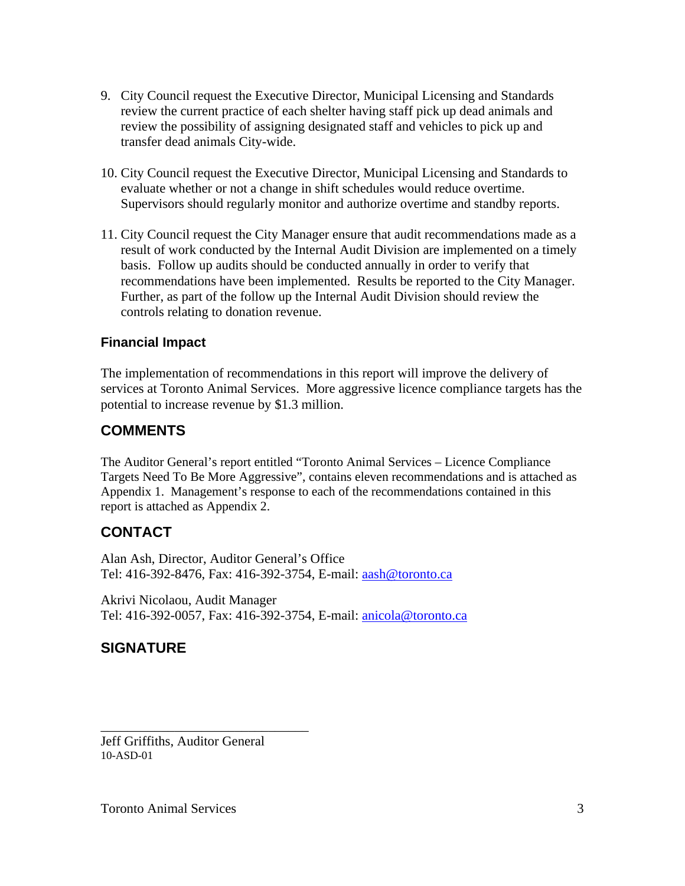9. City Council request the Executive Director, Municipal Licensing and Standards review the current practice of each shelter having staff pick up dead animals and review the possibility of assigning designated staff and vehicles to pick up and transfer dead animals City-wide.

10. City Council request the Executive Director, Municipal Licensing and Standards to evaluate whether or not a change in shift schedules would reduce overtime. Supervisors should regularly monitor and authorize overtime and standby reports.

11. City Council request the City Manager ensure that audit recommendations made as a result of work conducted by the Internal Audit Division are implemented on a timely basis. Follow up audits should be conducted annually in order to verify that recommendations have been implemented. Results be reported to the City Manager. Further, as part of the follow up the Internal Audit Division should review the controls relating to donation revenue.

### Financial Impact

The implementation of recommendations in this report will improve the delivery of services at Toronto Animal Services. More aggressive licence compliance targets has the potential to increase revenue by $1.3 million.

## COMMENTS

The Auditor General's report entitled "Toronto Animal Services – Licence Compliance Targets Need To Be More Aggressive", contains eleven recommendations and is attached as Appendix 1. Management's response to each of the recommendations contained in this report is attached as Appendix 2.

## CONTACT

Alan Ash, Director, Auditor General's Office
Tel: 416-392-8476, Fax: 416-392-3754, E-mail: aash@toronto.ca

Akrivi Nicolaou, Audit Manager
Tel: 416-392-0057, Fax: 416-392-3754, E-mail: anicola@toronto.ca

## SIGNATURE

_______________________________

Jeff Griffiths, Auditor General
10-ASD-01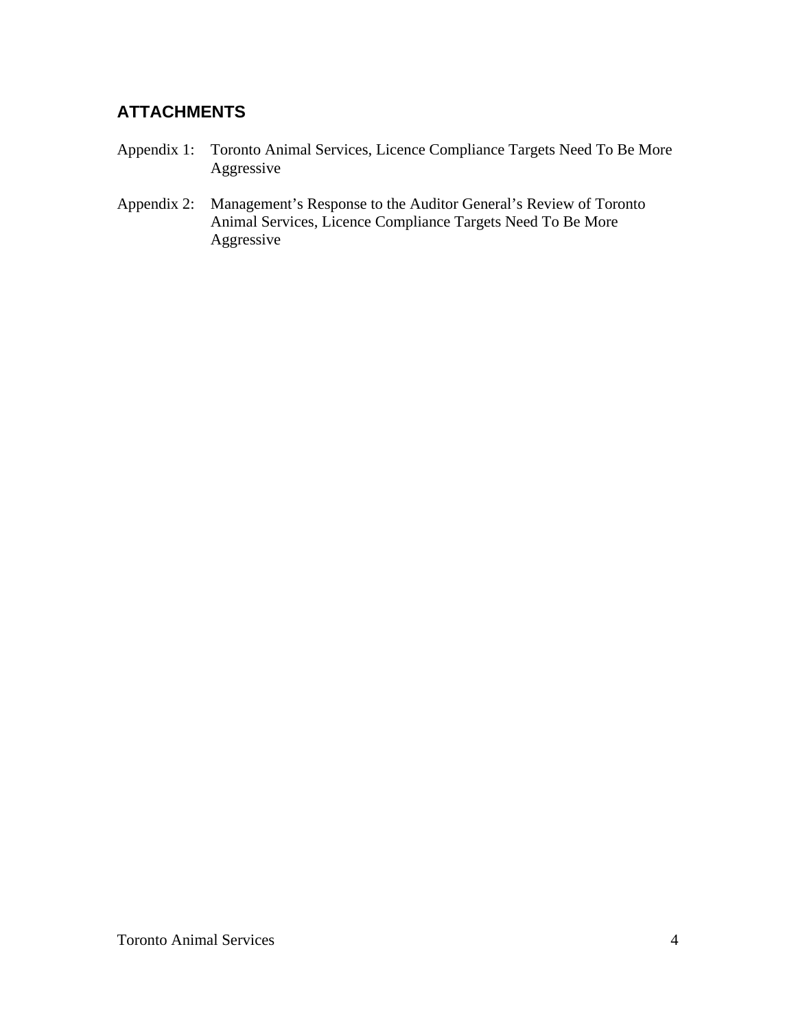## ATTACHMENTS

Appendix 1: Toronto Animal Services, Licence Compliance Targets Need To Be More Aggressive

Appendix 2: Management's Response to the Auditor General's Review of Toronto Animal Services, Licence Compliance Targets Need To Be More Aggressive